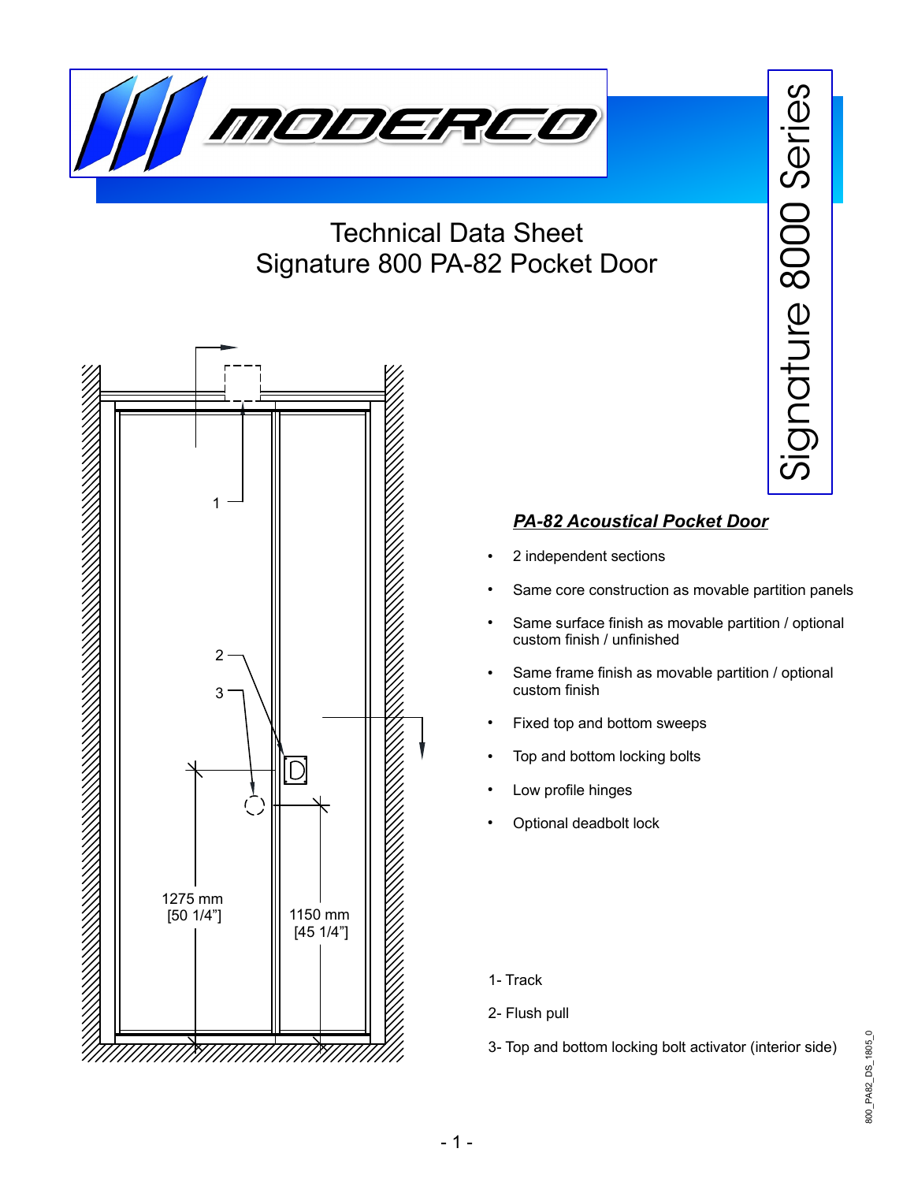# Technical Data Sheet
# Signature 800 PA-82 Pocket Door

Signature 8000 Series

1

2

3

1275 mm
[50 1/4"]

1150 mm
[45 1/4"]

***PA-82 Acoustical Pocket Door***

- 2 independent sections
- Same core construction as movable partition panels
- Same surface finish as movable partition / optional custom finish / unfinished
- Same frame finish as movable partition / optional custom finish
- Fixed top and bottom sweeps
- Top and bottom locking bolts
- Low profile hinges
- Optional deadbolt lock

1- Track

2- Flush pull

3- Top and bottom locking bolt activator (interior side)

800_PA82_DS_1805_0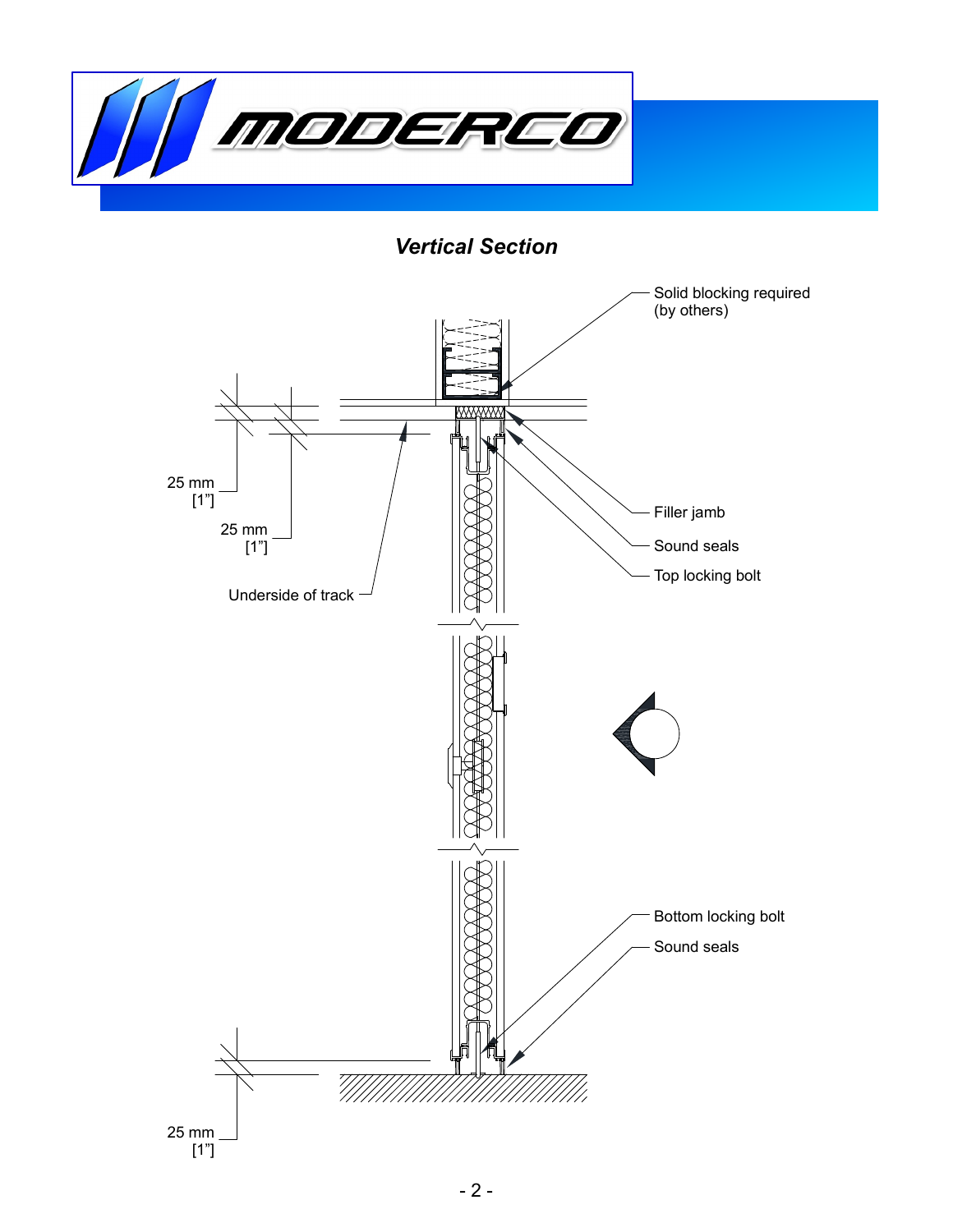## *Vertical Section*

Solid blocking required
(by others)

25 mm
[1"]

25 mm
[1"]

Underside of track

Filler jamb

Sound seals

Top locking bolt

Bottom locking bolt

Sound seals

25 mm
[1"]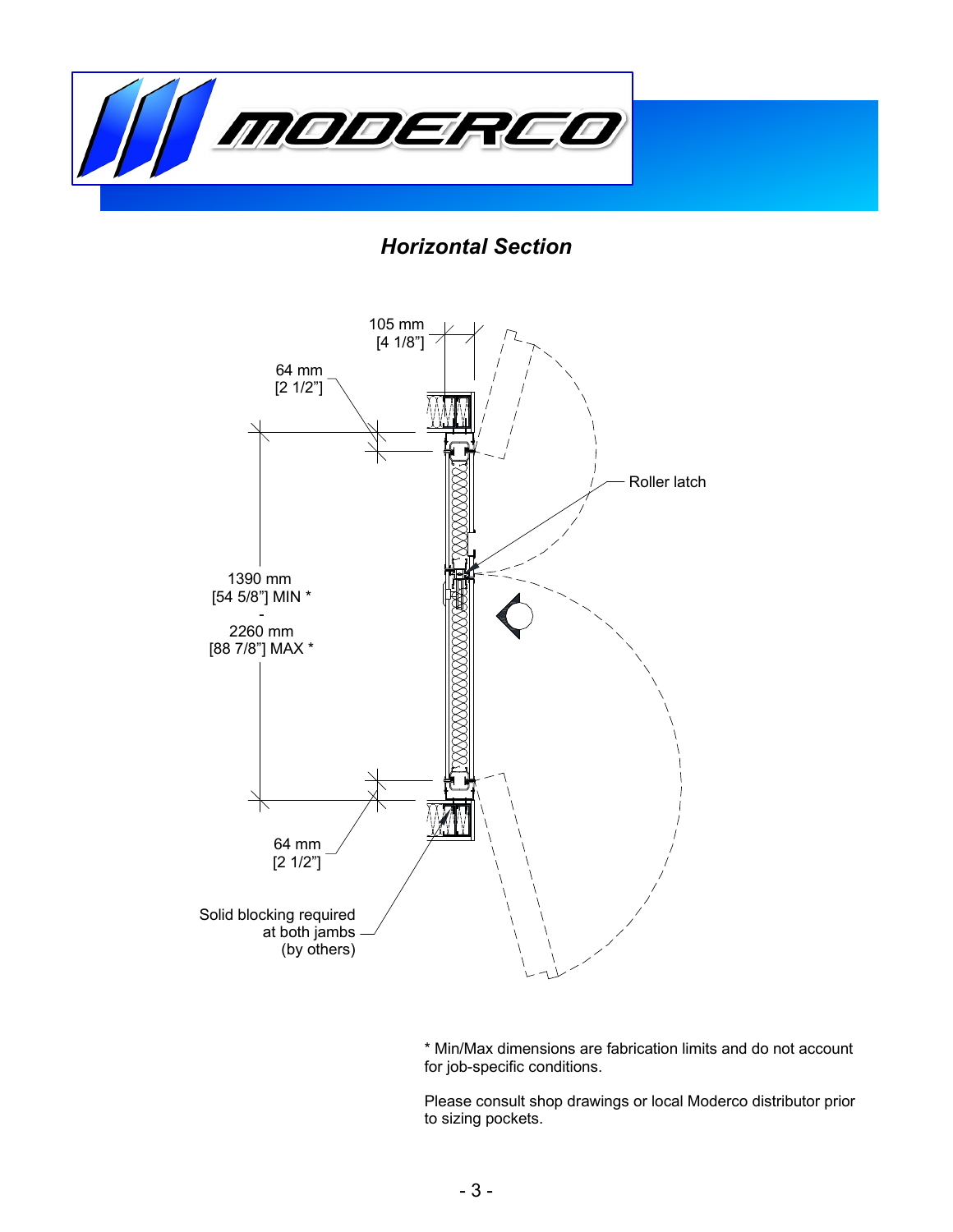## *Horizontal Section*

105 mm
[4 1/8"]

64 mm
[2 1/2"]

Roller latch

1390 mm
[54 5/8"] MIN *
-
2260 mm
[88 7/8"] MAX *

64 mm
[2 1/2"]

Solid blocking required
at both jambs
(by others)

* Min/Max dimensions are fabrication limits and do not account for job-specific conditions.

Please consult shop drawings or local Moderco distributor prior to sizing pockets.